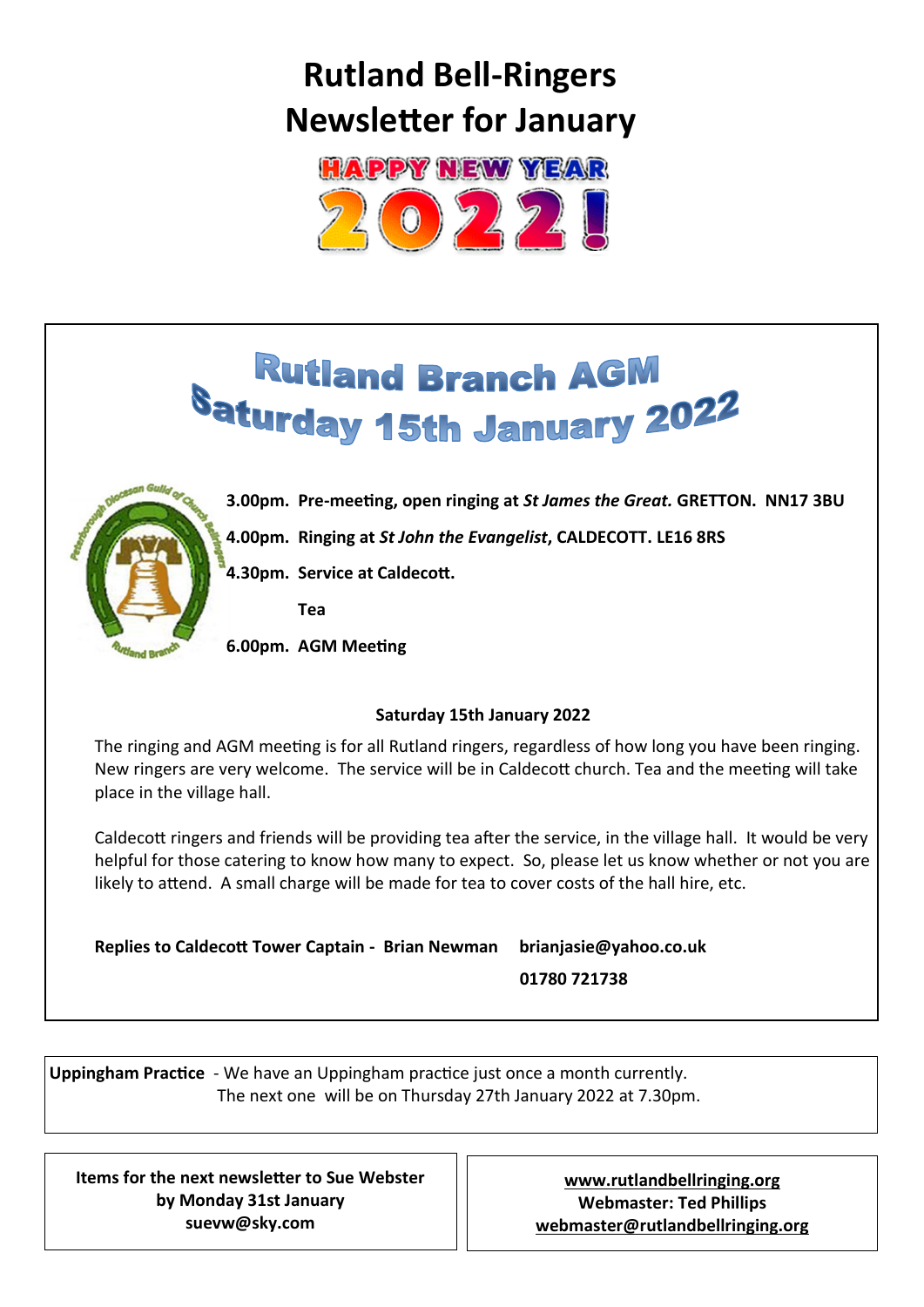# Rutland Bell-Ringers
# Newsletter for January

HAPPY NEW YEAR

2022!

## Rutland Branch AGM
## Saturday 15th January 2022

**3.00pm. Pre-meeting, open ringing at *St James the Great.* GRETTON. NN17 3BU**

**4.00pm. Ringing at *St John the Evangelist*, CALDECOTT. LE16 8RS**

**4.30pm. Service at Caldecott.**

**Tea**

**6.00pm. AGM Meeting**

**Saturday 15th January 2022**

The ringing and AGM meeting is for all Rutland ringers, regardless of how long you have been ringing. New ringers are very welcome. The service will be in Caldecott church. Tea and the meeting will take place in the village hall.

Caldecott ringers and friends will be providing tea after the service, in the village hall. It would be very helpful for those catering to know how many to expect. So, please let us know whether or not you are likely to attend. A small charge will be made for tea to cover costs of the hall hire, etc.

**Replies to Caldecott Tower Captain - Brian Newman** **brianjasie@yahoo.co.uk**

**01780 721738**

**Uppingham Practice** - We have an Uppingham practice just once a month currently. The next one will be on Thursday 27th January 2022 at 7.30pm.

**Items for the next newsletter to Sue Webster by Monday 31st January suevw@sky.com**

**www.rutlandbellringing.org**
**Webmaster: Ted Phillips**
**webmaster@rutlandbellringing.org**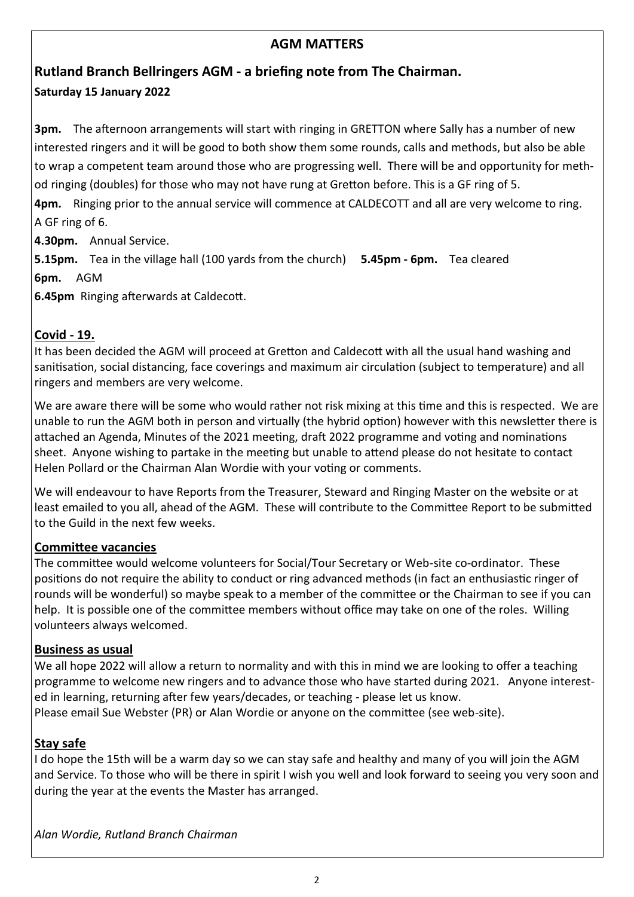## AGM MATTERS

## Rutland Branch Bellringers AGM - a briefing note from The Chairman.

**Saturday 15 January 2022**

**3pm.** The afternoon arrangements will start with ringing in GRETTON where Sally has a number of new interested ringers and it will be good to both show them some rounds, calls and methods, but also be able to wrap a competent team around those who are progressing well. There will be and opportunity for method ringing (doubles) for those who may not have rung at Gretton before. This is a GF ring of 5.

**4pm.** Ringing prior to the annual service will commence at CALDECOTT and all are very welcome to ring. A GF ring of 6.

**4.30pm.** Annual Service.

**5.15pm.** Tea in the village hall (100 yards from the church) **5.45pm - 6pm.** Tea cleared

**6pm.** AGM

**6.45pm** Ringing afterwards at Caldecott.

### Covid - 19.

It has been decided the AGM will proceed at Gretton and Caldecott with all the usual hand washing and sanitisation, social distancing, face coverings and maximum air circulation (subject to temperature) and all ringers and members are very welcome.

We are aware there will be some who would rather not risk mixing at this time and this is respected. We are unable to run the AGM both in person and virtually (the hybrid option) however with this newsletter there is attached an Agenda, Minutes of the 2021 meeting, draft 2022 programme and voting and nominations sheet. Anyone wishing to partake in the meeting but unable to attend please do not hesitate to contact Helen Pollard or the Chairman Alan Wordie with your voting or comments.

We will endeavour to have Reports from the Treasurer, Steward and Ringing Master on the website or at least emailed to you all, ahead of the AGM. These will contribute to the Committee Report to be submitted to the Guild in the next few weeks.

### Committee vacancies

The committee would welcome volunteers for Social/Tour Secretary or Web-site co-ordinator. These positions do not require the ability to conduct or ring advanced methods (in fact an enthusiastic ringer of rounds will be wonderful) so maybe speak to a member of the committee or the Chairman to see if you can help. It is possible one of the committee members without office may take on one of the roles. Willing volunteers always welcomed.

### Business as usual

We all hope 2022 will allow a return to normality and with this in mind we are looking to offer a teaching programme to welcome new ringers and to advance those who have started during 2021. Anyone interested in learning, returning after few years/decades, or teaching - please let us know.
Please email Sue Webster (PR) or Alan Wordie or anyone on the committee (see web-site).

### Stay safe

I do hope the 15th will be a warm day so we can stay safe and healthy and many of you will join the AGM and Service. To those who will be there in spirit I wish you well and look forward to seeing you very soon and during the year at the events the Master has arranged.

*Alan Wordie, Rutland Branch Chairman*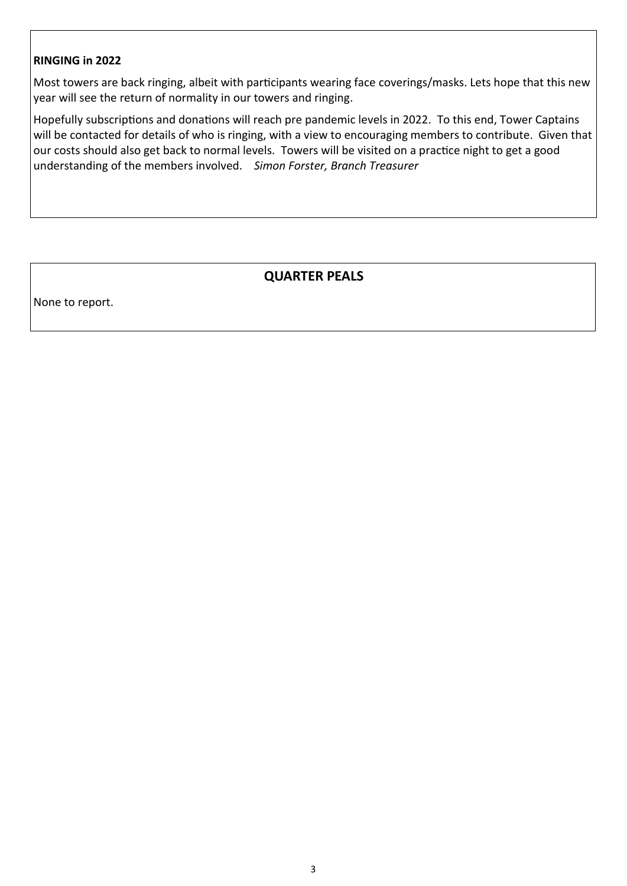**RINGING in 2022**

Most towers are back ringing, albeit with participants wearing face coverings/masks. Lets hope that this new year will see the return of normality in our towers and ringing.

Hopefully subscriptions and donations will reach pre pandemic levels in 2022. To this end, Tower Captains will be contacted for details of who is ringing, with a view to encouraging members to contribute. Given that our costs should also get back to normal levels. Towers will be visited on a practice night to get a good understanding of the members involved. *Simon Forster, Branch Treasurer*

## QUARTER PEALS

None to report.